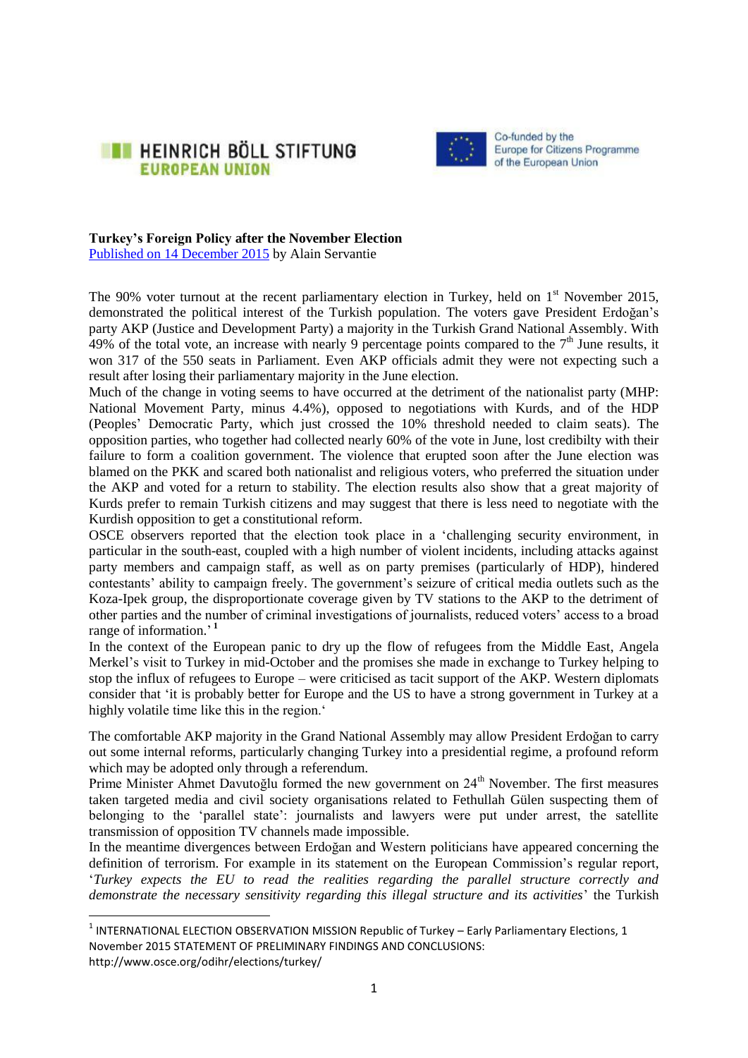HEINRICH BÖLL STIFTUNG
EUROPEAN UNION

Co-funded by the Europe for Citizens Programme of the European Union

**Turkey's Foreign Policy after the November Election**
Published on 14 December 2015 by Alain Servantie

The 90% voter turnout at the recent parliamentary election in Turkey, held on 1st November 2015, demonstrated the political interest of the Turkish population. The voters gave President Erdoğan's party AKP (Justice and Development Party) a majority in the Turkish Grand National Assembly. With 49% of the total vote, an increase with nearly 9 percentage points compared to the 7th June results, it won 317 of the 550 seats in Parliament. Even AKP officials admit they were not expecting such a result after losing their parliamentary majority in the June election.

Much of the change in voting seems to have occurred at the detriment of the nationalist party (MHP: National Movement Party, minus 4.4%), opposed to negotiations with Kurds, and of the HDP (Peoples' Democratic Party, which just crossed the 10% threshold needed to claim seats). The opposition parties, who together had collected nearly 60% of the vote in June, lost credibilty with their failure to form a coalition government. The violence that erupted soon after the June election was blamed on the PKK and scared both nationalist and religious voters, who preferred the situation under the AKP and voted for a return to stability. The election results also show that a great majority of Kurds prefer to remain Turkish citizens and may suggest that there is less need to negotiate with the Kurdish opposition to get a constitutional reform.

OSCE observers reported that the election took place in a 'challenging security environment, in particular in the south-east, coupled with a high number of violent incidents, including attacks against party members and campaign staff, as well as on party premises (particularly of HDP), hindered contestants' ability to campaign freely. The government's seizure of critical media outlets such as the Koza-Ipek group, the disproportionate coverage given by TV stations to the AKP to the detriment of other parties and the number of criminal investigations of journalists, reduced voters' access to a broad range of information.' [1]

In the context of the European panic to dry up the flow of refugees from the Middle East, Angela Merkel's visit to Turkey in mid-October and the promises she made in exchange to Turkey helping to stop the influx of refugees to Europe – were criticised as tacit support of the AKP. Western diplomats consider that 'it is probably better for Europe and the US to have a strong government in Turkey at a highly volatile time like this in the region.'

The comfortable AKP majority in the Grand National Assembly may allow President Erdoğan to carry out some internal reforms, particularly changing Turkey into a presidential regime, a profound reform which may be adopted only through a referendum.

Prime Minister Ahmet Davutoğlu formed the new government on 24th November. The first measures taken targeted media and civil society organisations related to Fethullah Gülen suspecting them of belonging to the 'parallel state': journalists and lawyers were put under arrest, the satellite transmission of opposition TV channels made impossible.

In the meantime divergences between Erdoğan and Western politicians have appeared concerning the definition of terrorism. For example in its statement on the European Commission's regular report, '*Turkey expects the EU to read the realities regarding the parallel structure correctly and demonstrate the necessary sensitivity regarding this illegal structure and its activities*' the Turkish

---

[1] INTERNATIONAL ELECTION OBSERVATION MISSION Republic of Turkey – Early Parliamentary Elections, 1 November 2015 STATEMENT OF PRELIMINARY FINDINGS AND CONCLUSIONS: http://www.osce.org/odihr/elections/turkey/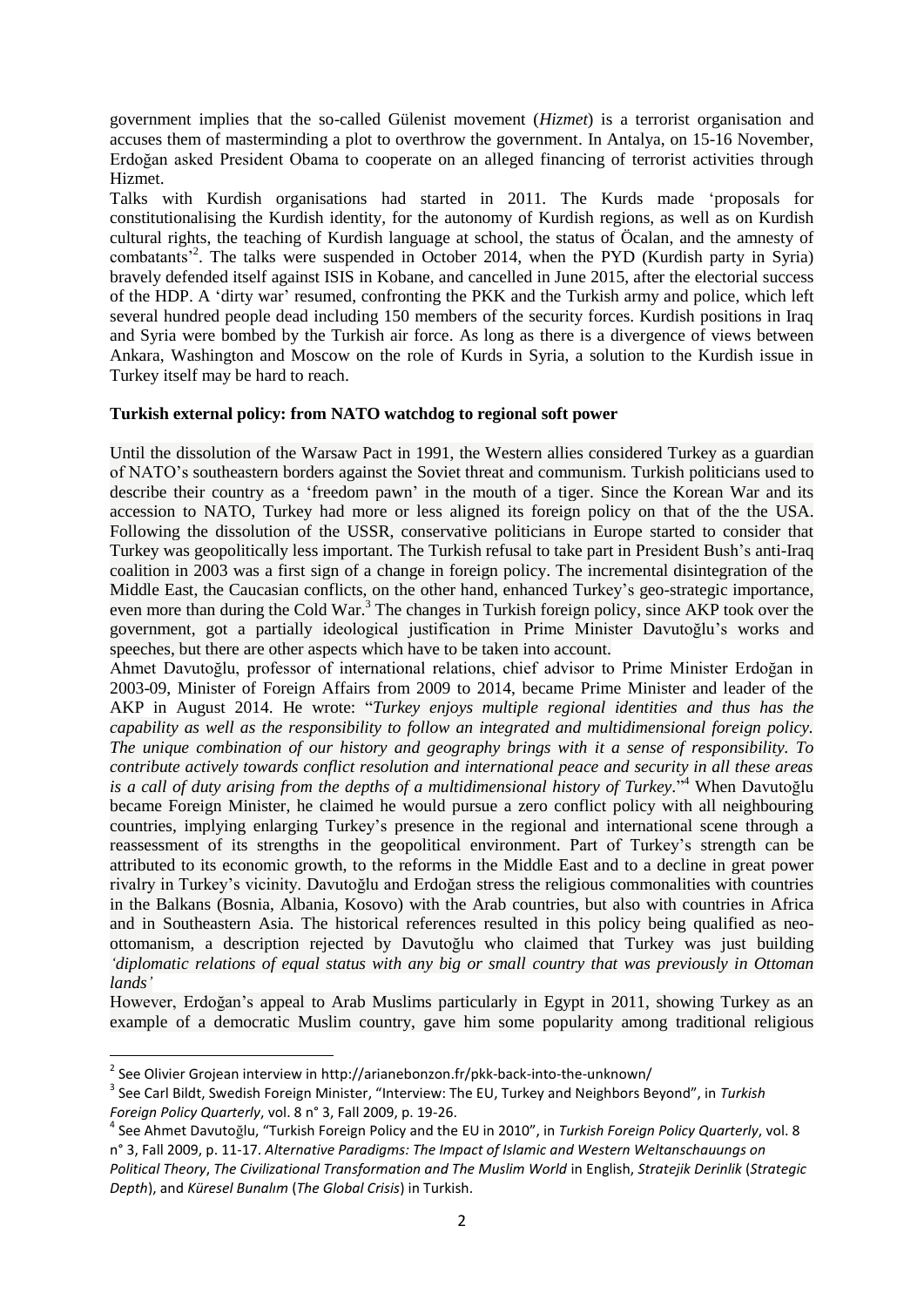government implies that the so-called Gülenist movement (*Hizmet*) is a terrorist organisation and accuses them of masterminding a plot to overthrow the government. In Antalya, on 15-16 November, Erdoğan asked President Obama to cooperate on an alleged financing of terrorist activities through Hizmet.

Talks with Kurdish organisations had started in 2011. The Kurds made 'proposals for constitutionalising the Kurdish identity, for the autonomy of Kurdish regions, as well as on Kurdish cultural rights, the teaching of Kurdish language at school, the status of Öcalan, and the amnesty of combatants'[2]. The talks were suspended in October 2014, when the PYD (Kurdish party in Syria) bravely defended itself against ISIS in Kobane, and cancelled in June 2015, after the electorial success of the HDP. A 'dirty war' resumed, confronting the PKK and the Turkish army and police, which left several hundred people dead including 150 members of the security forces. Kurdish positions in Iraq and Syria were bombed by the Turkish air force. As long as there is a divergence of views between Ankara, Washington and Moscow on the role of Kurds in Syria, a solution to the Kurdish issue in Turkey itself may be hard to reach.

**Turkish external policy: from NATO watchdog to regional soft power**

Until the dissolution of the Warsaw Pact in 1991, the Western allies considered Turkey as a guardian of NATO's southeastern borders against the Soviet threat and communism. Turkish politicians used to describe their country as a 'freedom pawn' in the mouth of a tiger. Since the Korean War and its accession to NATO, Turkey had more or less aligned its foreign policy on that of the the USA. Following the dissolution of the USSR, conservative politicians in Europe started to consider that Turkey was geopolitically less important. The Turkish refusal to take part in President Bush's anti-Iraq coalition in 2003 was a first sign of a change in foreign policy. The incremental disintegration of the Middle East, the Caucasian conflicts, on the other hand, enhanced Turkey's geo-strategic importance, even more than during the Cold War.[3] The changes in Turkish foreign policy, since AKP took over the government, got a partially ideological justification in Prime Minister Davutoğlu's works and speeches, but there are other aspects which have to be taken into account.

Ahmet Davutoğlu, professor of international relations, chief advisor to Prime Minister Erdoğan in 2003-09, Minister of Foreign Affairs from 2009 to 2014, became Prime Minister and leader of the AKP in August 2014. He wrote: "*Turkey enjoys multiple regional identities and thus has the capability as well as the responsibility to follow an integrated and multidimensional foreign policy. The unique combination of our history and geography brings with it a sense of responsibility. To contribute actively towards conflict resolution and international peace and security in all these areas is a call of duty arising from the depths of a multidimensional history of Turkey.*"[4] When Davutoğlu became Foreign Minister, he claimed he would pursue a zero conflict policy with all neighbouring countries, implying enlarging Turkey's presence in the regional and international scene through a reassessment of its strengths in the geopolitical environment. Part of Turkey's strength can be attributed to its economic growth, to the reforms in the Middle East and to a decline in great power rivalry in Turkey's vicinity. Davutoğlu and Erdoğan stress the religious commonalities with countries in the Balkans (Bosnia, Albania, Kosovo) with the Arab countries, but also with countries in Africa and in Southeastern Asia. The historical references resulted in this policy being qualified as neo-ottomanism, a description rejected by Davutoğlu who claimed that Turkey was just building *'diplomatic relations of equal status with any big or small country that was previously in Ottoman lands'*

However, Erdoğan's appeal to Arab Muslims particularly in Egypt in 2011, showing Turkey as an example of a democratic Muslim country, gave him some popularity among traditional religious

---

[2] See Olivier Grojean interview in http://arianebonzon.fr/pkk-back-into-the-unknown/

[3] See Carl Bildt, Swedish Foreign Minister, "Interview: The EU, Turkey and Neighbors Beyond", in *Turkish Foreign Policy Quarterly*, vol. 8 n° 3, Fall 2009, p. 19-26.

[4] See Ahmet Davutoğlu, "Turkish Foreign Policy and the EU in 2010", in *Turkish Foreign Policy Quarterly*, vol. 8 n° 3, Fall 2009, p. 11-17. *Alternative Paradigms: The Impact of Islamic and Western Weltanschauungs on Political Theory*, *The Civilizational Transformation and The Muslim World* in English, *Stratejik Derinlik* (*Strategic Depth*), and *Küresel Bunalım* (*The Global Crisis*) in Turkish.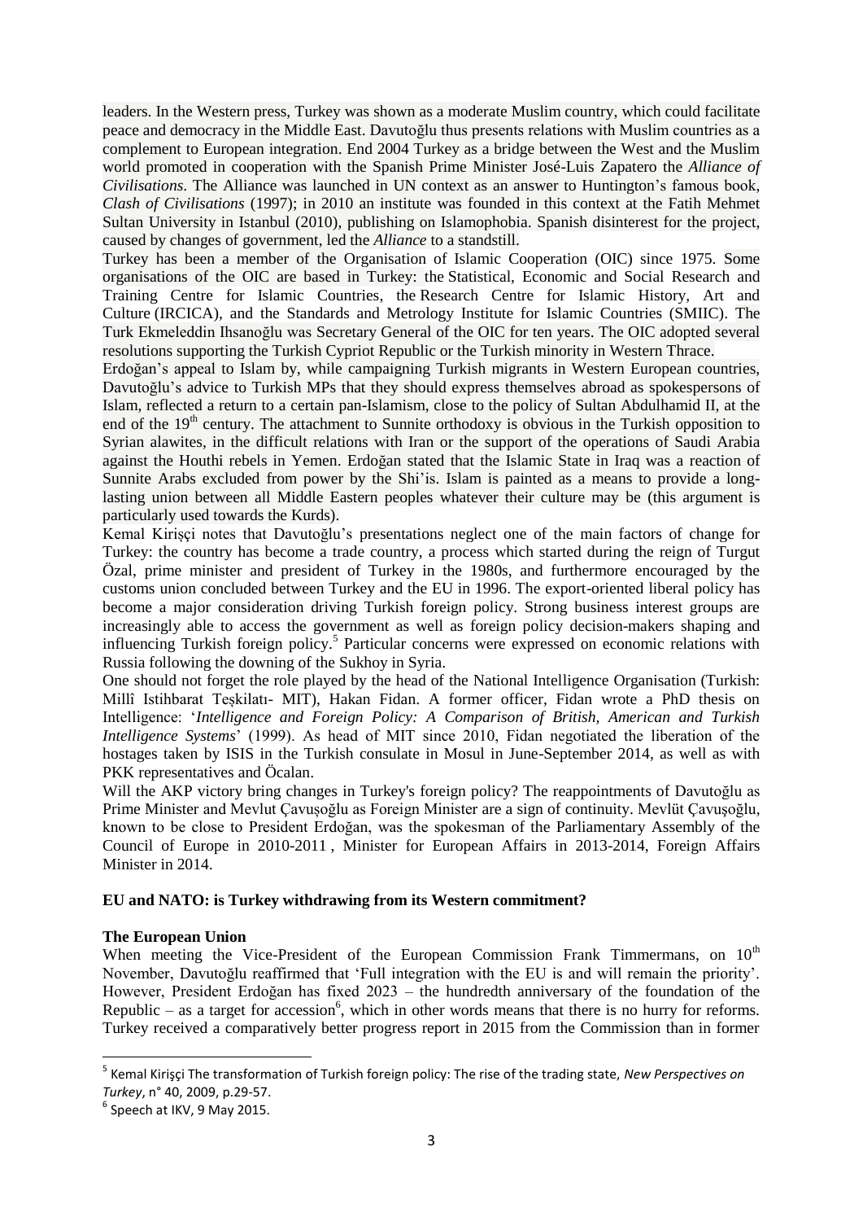leaders. In the Western press, Turkey was shown as a moderate Muslim country, which could facilitate peace and democracy in the Middle East. Davutoğlu thus presents relations with Muslim countries as a complement to European integration. End 2004 Turkey as a bridge between the West and the Muslim world promoted in cooperation with the Spanish Prime Minister José-Luis Zapatero the *Alliance of Civilisations*. The Alliance was launched in UN context as an answer to Huntington's famous book, *Clash of Civilisations* (1997); in 2010 an institute was founded in this context at the Fatih Mehmet Sultan University in Istanbul (2010), publishing on Islamophobia. Spanish disinterest for the project, caused by changes of government, led the *Alliance* to a standstill.

Turkey has been a member of the Organisation of Islamic Cooperation (OIC) since 1975. Some organisations of the OIC are based in Turkey: the Statistical, Economic and Social Research and Training Centre for Islamic Countries, the Research Centre for Islamic History, Art and Culture (IRCICA), and the Standards and Metrology Institute for Islamic Countries (SMIIC). The Turk Ekmeleddin Ihsanoğlu was Secretary General of the OIC for ten years. The OIC adopted several resolutions supporting the Turkish Cypriot Republic or the Turkish minority in Western Thrace.

Erdoğan's appeal to Islam by, while campaigning Turkish migrants in Western European countries, Davutoğlu's advice to Turkish MPs that they should express themselves abroad as spokespersons of Islam, reflected a return to a certain pan-Islamism, close to the policy of Sultan Abdulhamid II, at the end of the 19th century. The attachment to Sunnite orthodoxy is obvious in the Turkish opposition to Syrian alawites, in the difficult relations with Iran or the support of the operations of Saudi Arabia against the Houthi rebels in Yemen. Erdoğan stated that the Islamic State in Iraq was a reaction of Sunnite Arabs excluded from power by the Shi'is. Islam is painted as a means to provide a long-lasting union between all Middle Eastern peoples whatever their culture may be (this argument is particularly used towards the Kurds).

Kemal Kirişçi notes that Davutoğlu's presentations neglect one of the main factors of change for Turkey: the country has become a trade country, a process which started during the reign of Turgut Özal, prime minister and president of Turkey in the 1980s, and furthermore encouraged by the customs union concluded between Turkey and the EU in 1996. The export-oriented liberal policy has become a major consideration driving Turkish foreign policy. Strong business interest groups are increasingly able to access the government as well as foreign policy decision-makers shaping and influencing Turkish foreign policy.[5] Particular concerns were expressed on economic relations with Russia following the downing of the Sukhoy in Syria.

One should not forget the role played by the head of the National Intelligence Organisation (Turkish: Millî Istihbarat Teșkilatı- MIT), Hakan Fidan. A former officer, Fidan wrote a PhD thesis on Intelligence: '*Intelligence and Foreign Policy: A Comparison of British, American and Turkish Intelligence Systems*' (1999). As head of MIT since 2010, Fidan negotiated the liberation of the hostages taken by ISIS in the Turkish consulate in Mosul in June-September 2014, as well as with PKK representatives and Öcalan.

Will the AKP victory bring changes in Turkey's foreign policy? The reappointments of Davutoğlu as Prime Minister and Mevlut Çavuşoğlu as Foreign Minister are a sign of continuity. Mevlüt Çavuşoğlu, known to be close to President Erdoğan, was the spokesman of the Parliamentary Assembly of the Council of Europe in 2010-2011 , Minister for European Affairs in 2013-2014, Foreign Affairs Minister in 2014.

## EU and NATO: is Turkey withdrawing from its Western commitment?

### The European Union

When meeting the Vice-President of the European Commission Frank Timmermans, on 10th November, Davutoğlu reaffirmed that 'Full integration with the EU is and will remain the priority'. However, President Erdoğan has fixed 2023 – the hundredth anniversary of the foundation of the Republic – as a target for accession[6], which in other words means that there is no hurry for reforms. Turkey received a comparatively better progress report in 2015 from the Commission than in former

---

[5] Kemal Kirişçi The transformation of Turkish foreign policy: The rise of the trading state, *New Perspectives on Turkey*, n° 40, 2009, p.29-57.

[6] Speech at IKV, 9 May 2015.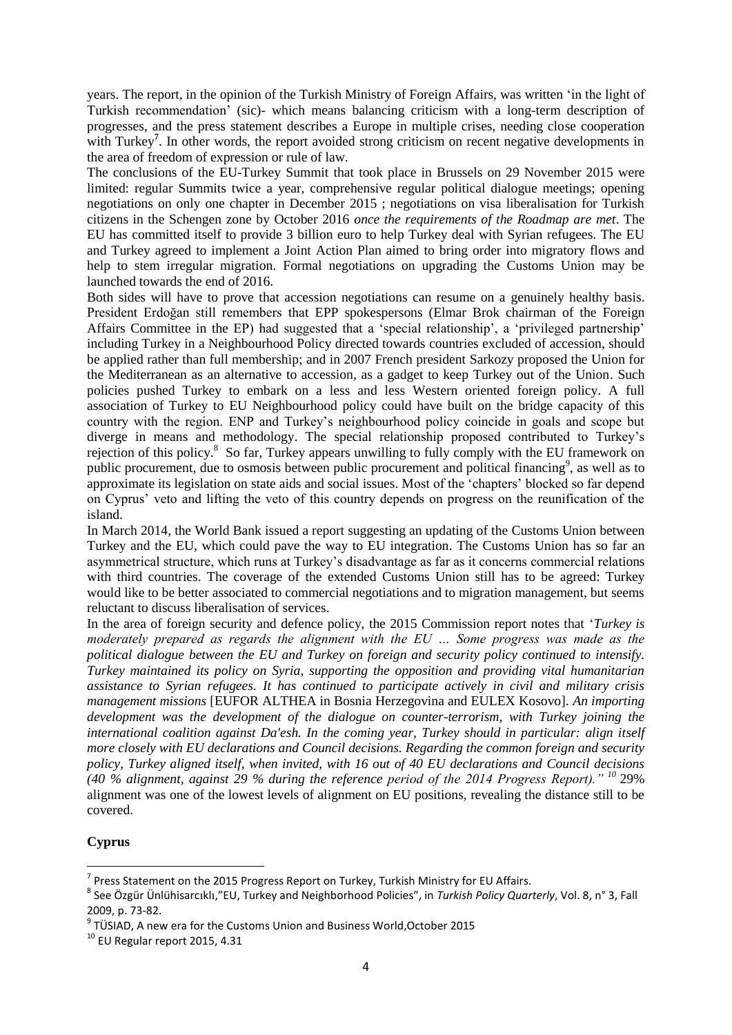years. The report, in the opinion of the Turkish Ministry of Foreign Affairs, was written 'in the light of Turkish recommendation' (sic)- which means balancing criticism with a long-term description of progresses, and the press statement describes a Europe in multiple crises, needing close cooperation with Turkey[7]. In other words, the report avoided strong criticism on recent negative developments in the area of freedom of expression or rule of law.

The conclusions of the EU-Turkey Summit that took place in Brussels on 29 November 2015 were limited: regular Summits twice a year, comprehensive regular political dialogue meetings; opening negotiations on only one chapter in December 2015 ; negotiations on visa liberalisation for Turkish citizens in the Schengen zone by October 2016 *once the requirements of the Roadmap are met*. The EU has committed itself to provide 3 billion euro to help Turkey deal with Syrian refugees. The EU and Turkey agreed to implement a Joint Action Plan aimed to bring order into migratory flows and help to stem irregular migration. Formal negotiations on upgrading the Customs Union may be launched towards the end of 2016.

Both sides will have to prove that accession negotiations can resume on a genuinely healthy basis. President Erdoğan still remembers that EPP spokespersons (Elmar Brok chairman of the Foreign Affairs Committee in the EP) had suggested that a 'special relationship', a 'privileged partnership' including Turkey in a Neighbourhood Policy directed towards countries excluded of accession, should be applied rather than full membership; and in 2007 French president Sarkozy proposed the Union for the Mediterranean as an alternative to accession, as a gadget to keep Turkey out of the Union. Such policies pushed Turkey to embark on a less and less Western oriented foreign policy. A full association of Turkey to EU Neighbourhood policy could have built on the bridge capacity of this country with the region. ENP and Turkey's neighbourhood policy coincide in goals and scope but diverge in means and methodology. The special relationship proposed contributed to Turkey's rejection of this policy.[8] So far, Turkey appears unwilling to fully comply with the EU framework on public procurement, due to osmosis between public procurement and political financing[9], as well as to approximate its legislation on state aids and social issues. Most of the 'chapters' blocked so far depend on Cyprus' veto and lifting the veto of this country depends on progress on the reunification of the island.

In March 2014, the World Bank issued a report suggesting an updating of the Customs Union between Turkey and the EU, which could pave the way to EU integration. The Customs Union has so far an asymmetrical structure, which runs at Turkey's disadvantage as far as it concerns commercial relations with third countries. The coverage of the extended Customs Union still has to be agreed: Turkey would like to be better associated to commercial negotiations and to migration management, but seems reluctant to discuss liberalisation of services.

In the area of foreign security and defence policy, the 2015 Commission report notes that '*Turkey is moderately prepared as regards the alignment with the EU … Some progress was made as the political dialogue between the EU and Turkey on foreign and security policy continued to intensify. Turkey maintained its policy on Syria, supporting the opposition and providing vital humanitarian assistance to Syrian refugees. It has continued to participate actively in civil and military crisis management missions* [EUFOR ALTHEA in Bosnia Herzegovina and EULEX Kosovo]. *An importing development was the development of the dialogue on counter-terrorism, with Turkey joining the international coalition against Da'esh. In the coming year, Turkey should in particular: align itself more closely with EU declarations and Council decisions. Regarding the common foreign and security policy, Turkey aligned itself, when invited, with 16 out of 40 EU declarations and Council decisions (40 % alignment, against 29 % during the reference period of the 2014 Progress Report)."* [10] 29% alignment was one of the lowest levels of alignment on EU positions, revealing the distance still to be covered.

**Cyprus**

---

[7] Press Statement on the 2015 Progress Report on Turkey, Turkish Ministry for EU Affairs.

[8] See Özgür Ünlühisarcıklı,"EU, Turkey and Neighborhood Policies", in *Turkish Policy Quarterly*, Vol. 8, n° 3, Fall 2009, p. 73-82.

[9] TÜSIAD, A new era for the Customs Union and Business World,October 2015

[10] EU Regular report 2015, 4.31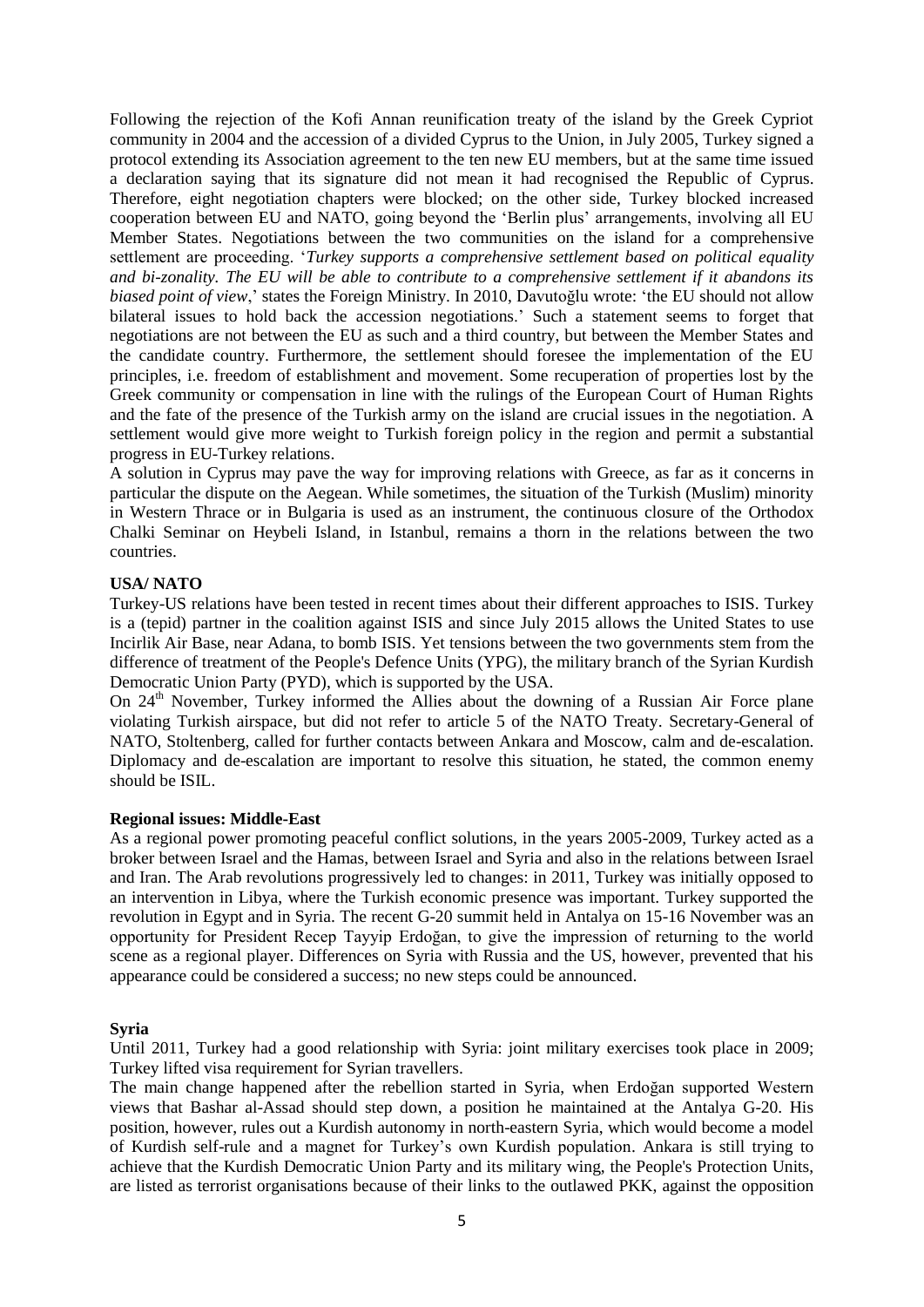Following the rejection of the Kofi Annan reunification treaty of the island by the Greek Cypriot community in 2004 and the accession of a divided Cyprus to the Union, in July 2005, Turkey signed a protocol extending its Association agreement to the ten new EU members, but at the same time issued a declaration saying that its signature did not mean it had recognised the Republic of Cyprus. Therefore, eight negotiation chapters were blocked; on the other side, Turkey blocked increased cooperation between EU and NATO, going beyond the 'Berlin plus' arrangements, involving all EU Member States. Negotiations between the two communities on the island for a comprehensive settlement are proceeding. '*Turkey supports a comprehensive settlement based on political equality and bi-zonality. The EU will be able to contribute to a comprehensive settlement if it abandons its biased point of view*,' states the Foreign Ministry. In 2010, Davutoğlu wrote: 'the EU should not allow bilateral issues to hold back the accession negotiations.' Such a statement seems to forget that negotiations are not between the EU as such and a third country, but between the Member States and the candidate country. Furthermore, the settlement should foresee the implementation of the EU principles, i.e. freedom of establishment and movement. Some recuperation of properties lost by the Greek community or compensation in line with the rulings of the European Court of Human Rights and the fate of the presence of the Turkish army on the island are crucial issues in the negotiation. A settlement would give more weight to Turkish foreign policy in the region and permit a substantial progress in EU-Turkey relations.

A solution in Cyprus may pave the way for improving relations with Greece, as far as it concerns in particular the dispute on the Aegean. While sometimes, the situation of the Turkish (Muslim) minority in Western Thrace or in Bulgaria is used as an instrument, the continuous closure of the Orthodox Chalki Seminar on Heybeli Island, in Istanbul, remains a thorn in the relations between the two countries.

**USA/ NATO**

Turkey-US relations have been tested in recent times about their different approaches to ISIS. Turkey is a (tepid) partner in the coalition against ISIS and since July 2015 allows the United States to use Incirlik Air Base, near Adana, to bomb ISIS. Yet tensions between the two governments stem from the difference of treatment of the People's Defence Units (YPG), the military branch of the Syrian Kurdish Democratic Union Party (PYD), which is supported by the USA.

On 24th November, Turkey informed the Allies about the downing of a Russian Air Force plane violating Turkish airspace, but did not refer to article 5 of the NATO Treaty. Secretary-General of NATO, Stoltenberg, called for further contacts between Ankara and Moscow, calm and de-escalation. Diplomacy and de-escalation are important to resolve this situation, he stated, the common enemy should be ISIL.

**Regional issues: Middle-East**

As a regional power promoting peaceful conflict solutions, in the years 2005-2009, Turkey acted as a broker between Israel and the Hamas, between Israel and Syria and also in the relations between Israel and Iran. The Arab revolutions progressively led to changes: in 2011, Turkey was initially opposed to an intervention in Libya, where the Turkish economic presence was important. Turkey supported the revolution in Egypt and in Syria. The recent G-20 summit held in Antalya on 15-16 November was an opportunity for President Recep Tayyip Erdoğan, to give the impression of returning to the world scene as a regional player. Differences on Syria with Russia and the US, however, prevented that his appearance could be considered a success; no new steps could be announced.

**Syria**

Until 2011, Turkey had a good relationship with Syria: joint military exercises took place in 2009; Turkey lifted visa requirement for Syrian travellers.

The main change happened after the rebellion started in Syria, when Erdoğan supported Western views that Bashar al-Assad should step down, a position he maintained at the Antalya G-20. His position, however, rules out a Kurdish autonomy in north-eastern Syria, which would become a model of Kurdish self-rule and a magnet for Turkey's own Kurdish population. Ankara is still trying to achieve that the Kurdish Democratic Union Party and its military wing, the People's Protection Units, are listed as terrorist organisations because of their links to the outlawed PKK, against the opposition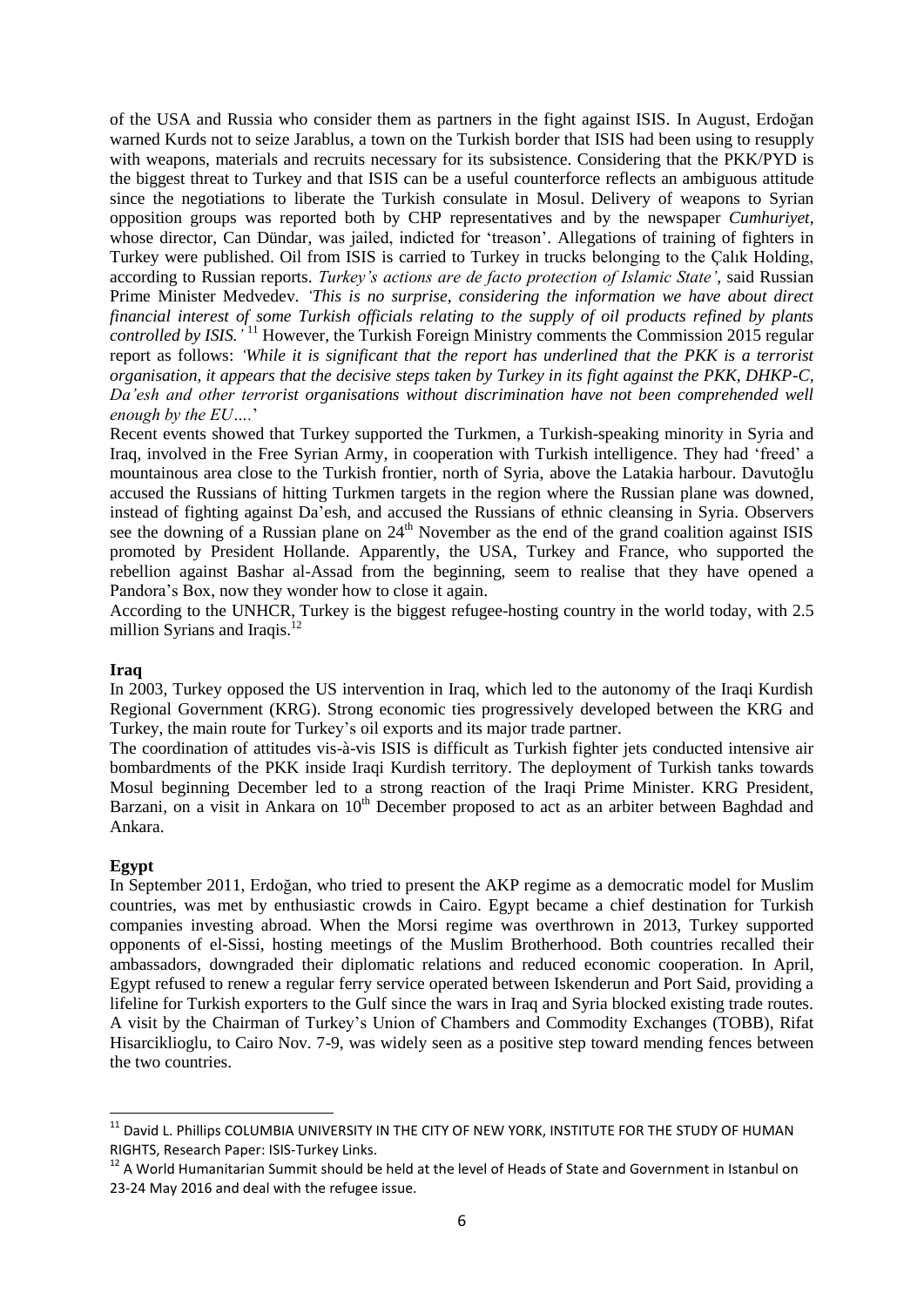of the USA and Russia who consider them as partners in the fight against ISIS. In August, Erdoğan warned Kurds not to seize Jarablus, a town on the Turkish border that ISIS had been using to resupply with weapons, materials and recruits necessary for its subsistence. Considering that the PKK/PYD is the biggest threat to Turkey and that ISIS can be a useful counterforce reflects an ambiguous attitude since the negotiations to liberate the Turkish consulate in Mosul. Delivery of weapons to Syrian opposition groups was reported both by CHP representatives and by the newspaper *Cumhuriyet*, whose director, Can Dündar, was jailed, indicted for 'treason'. Allegations of training of fighters in Turkey were published. Oil from ISIS is carried to Turkey in trucks belonging to the Çalık Holding, according to Russian reports. *Turkey's actions are de facto protection of Islamic State'*, said Russian Prime Minister Medvedev. *'This is no surprise, considering the information we have about direct financial interest of some Turkish officials relating to the supply of oil products refined by plants controlled by ISIS.'* [11] However, the Turkish Foreign Ministry comments the Commission 2015 regular report as follows: *'While it is significant that the report has underlined that the PKK is a terrorist organisation, it appears that the decisive steps taken by Turkey in its fight against the PKK, DHKP-C, Da'esh and other terrorist organisations without discrimination have not been comprehended well enough by the EU….*'

Recent events showed that Turkey supported the Turkmen, a Turkish-speaking minority in Syria and Iraq, involved in the Free Syrian Army, in cooperation with Turkish intelligence. They had 'freed' a mountainous area close to the Turkish frontier, north of Syria, above the Latakia harbour. Davutoğlu accused the Russians of hitting Turkmen targets in the region where the Russian plane was downed, instead of fighting against Da'esh, and accused the Russians of ethnic cleansing in Syria. Observers see the downing of a Russian plane on 24th November as the end of the grand coalition against ISIS promoted by President Hollande. Apparently, the USA, Turkey and France, who supported the rebellion against Bashar al-Assad from the beginning, seem to realise that they have opened a Pandora's Box, now they wonder how to close it again.

According to the UNHCR, Turkey is the biggest refugee-hosting country in the world today, with 2.5 million Syrians and Iraqis.[12]

**Iraq**

In 2003, Turkey opposed the US intervention in Iraq, which led to the autonomy of the Iraqi Kurdish Regional Government (KRG). Strong economic ties progressively developed between the KRG and Turkey, the main route for Turkey's oil exports and its major trade partner.

The coordination of attitudes vis-à-vis ISIS is difficult as Turkish fighter jets conducted intensive air bombardments of the PKK inside Iraqi Kurdish territory. The deployment of Turkish tanks towards Mosul beginning December led to a strong reaction of the Iraqi Prime Minister. KRG President, Barzani, on a visit in Ankara on 10th December proposed to act as an arbiter between Baghdad and Ankara.

**Egypt**

In September 2011, Erdoğan, who tried to present the AKP regime as a democratic model for Muslim countries, was met by enthusiastic crowds in Cairo. Egypt became a chief destination for Turkish companies investing abroad. When the Morsi regime was overthrown in 2013, Turkey supported opponents of el-Sissi, hosting meetings of the Muslim Brotherhood. Both countries recalled their ambassadors, downgraded their diplomatic relations and reduced economic cooperation. In April, Egypt refused to renew a regular ferry service operated between Iskenderun and Port Said, providing a lifeline for Turkish exporters to the Gulf since the wars in Iraq and Syria blocked existing trade routes. A visit by the Chairman of Turkey's Union of Chambers and Commodity Exchanges (TOBB), Rifat Hisarciklioglu, to Cairo Nov. 7-9, was widely seen as a positive step toward mending fences between the two countries.

---

[11] David L. Phillips COLUMBIA UNIVERSITY IN THE CITY OF NEW YORK, INSTITUTE FOR THE STUDY OF HUMAN RIGHTS, Research Paper: ISIS-Turkey Links.

[12] A World Humanitarian Summit should be held at the level of Heads of State and Government in Istanbul on 23-24 May 2016 and deal with the refugee issue.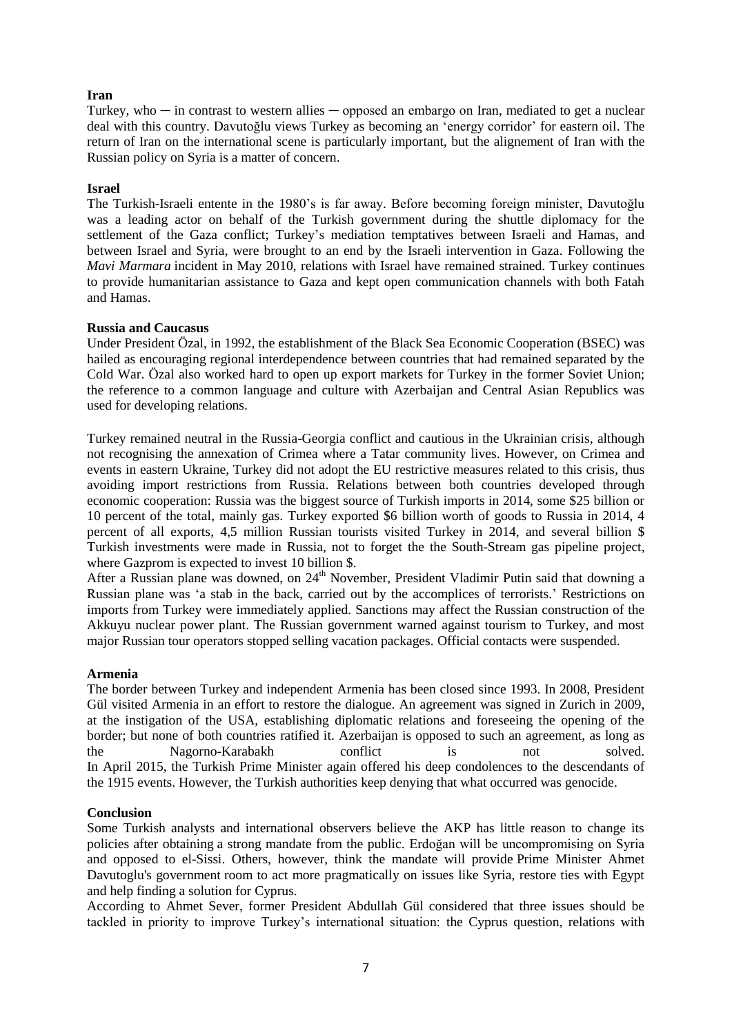**Iran**

Turkey, who ─ in contrast to western allies ─ opposed an embargo on Iran, mediated to get a nuclear deal with this country. Davutoğlu views Turkey as becoming an 'energy corridor' for eastern oil. The return of Iran on the international scene is particularly important, but the alignement of Iran with the Russian policy on Syria is a matter of concern.

**Israel**

The Turkish-Israeli entente in the 1980's is far away. Before becoming foreign minister, Davutoğlu was a leading actor on behalf of the Turkish government during the shuttle diplomacy for the settlement of the Gaza conflict; Turkey's mediation temptatives between Israeli and Hamas, and between Israel and Syria, were brought to an end by the Israeli intervention in Gaza. Following the *Mavi Marmara* incident in May 2010, relations with Israel have remained strained. Turkey continues to provide humanitarian assistance to Gaza and kept open communication channels with both Fatah and Hamas.

**Russia and Caucasus**

Under President Özal, in 1992, the establishment of the Black Sea Economic Cooperation (BSEC) was hailed as encouraging regional interdependence between countries that had remained separated by the Cold War. Özal also worked hard to open up export markets for Turkey in the former Soviet Union; the reference to a common language and culture with Azerbaijan and Central Asian Republics was used for developing relations.

Turkey remained neutral in the Russia-Georgia conflict and cautious in the Ukrainian crisis, although not recognising the annexation of Crimea where a Tatar community lives. However, on Crimea and events in eastern Ukraine, Turkey did not adopt the EU restrictive measures related to this crisis, thus avoiding import restrictions from Russia. Relations between both countries developed through economic cooperation: Russia was the biggest source of Turkish imports in 2014, some $25 billion or 10 percent of the total, mainly gas. Turkey exported $6 billion worth of goods to Russia in 2014, 4 percent of all exports, 4,5 million Russian tourists visited Turkey in 2014, and several billion $ Turkish investments were made in Russia, not to forget the the South-Stream gas pipeline project, where Gazprom is expected to invest 10 billion $.

After a Russian plane was downed, on 24th November, President Vladimir Putin said that downing a Russian plane was 'a stab in the back, carried out by the accomplices of terrorists.' Restrictions on imports from Turkey were immediately applied. Sanctions may affect the Russian construction of the Akkuyu nuclear power plant. The Russian government warned against tourism to Turkey, and most major Russian tour operators stopped selling vacation packages. Official contacts were suspended.

**Armenia**

The border between Turkey and independent Armenia has been closed since 1993. In 2008, President Gül visited Armenia in an effort to restore the dialogue. An agreement was signed in Zurich in 2009, at the instigation of the USA, establishing diplomatic relations and foreseeing the opening of the border; but none of both countries ratified it. Azerbaijan is opposed to such an agreement, as long as the Nagorno-Karabakh conflict is not solved.

In April 2015, the Turkish Prime Minister again offered his deep condolences to the descendants of the 1915 events. However, the Turkish authorities keep denying that what occurred was genocide.

**Conclusion**

Some Turkish analysts and international observers believe the AKP has little reason to change its policies after obtaining a strong mandate from the public. Erdoğan will be uncompromising on Syria and opposed to el-Sissi. Others, however, think the mandate will provide Prime Minister Ahmet Davutoglu's government room to act more pragmatically on issues like Syria, restore ties with Egypt and help finding a solution for Cyprus.

According to Ahmet Sever, former President Abdullah Gül considered that three issues should be tackled in priority to improve Turkey's international situation: the Cyprus question, relations with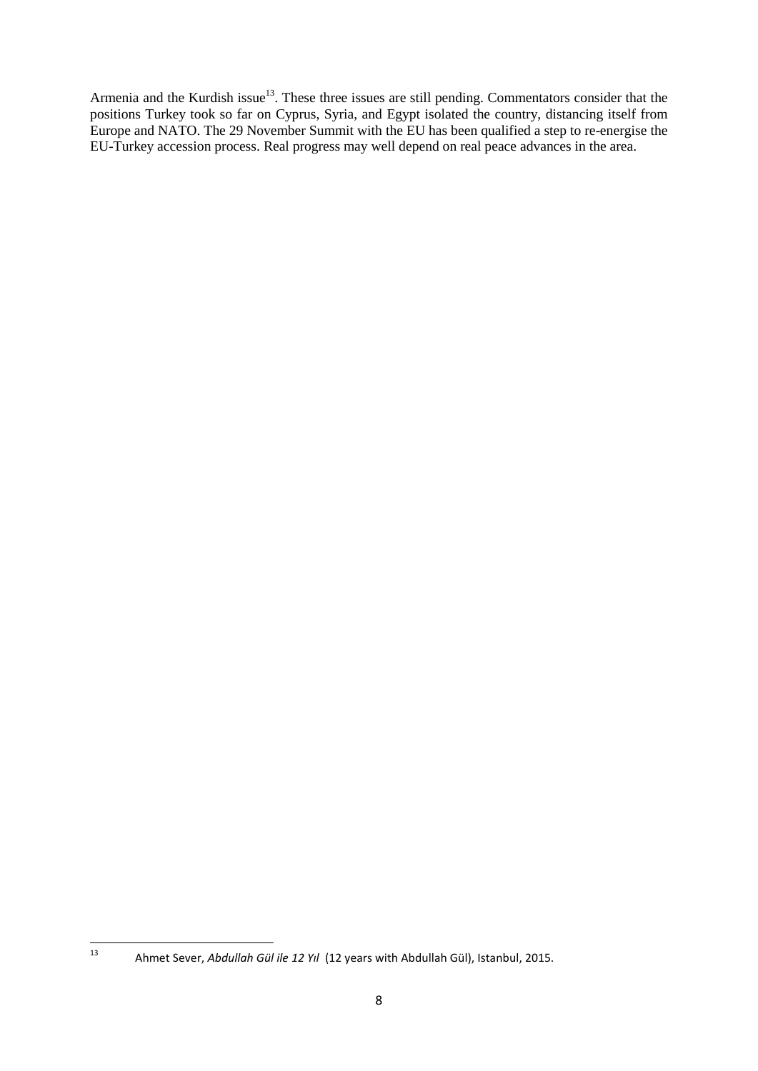Armenia and the Kurdish issue[13]. These three issues are still pending. Commentators consider that the positions Turkey took so far on Cyprus, Syria, and Egypt isolated the country, distancing itself from Europe and NATO. The 29 November Summit with the EU has been qualified a step to re-energise the EU-Turkey accession process. Real progress may well depend on real peace advances in the area.

---

[13] Ahmet Sever, *Abdullah Gül ile 12 Yıl* (12 years with Abdullah Gül), Istanbul, 2015.